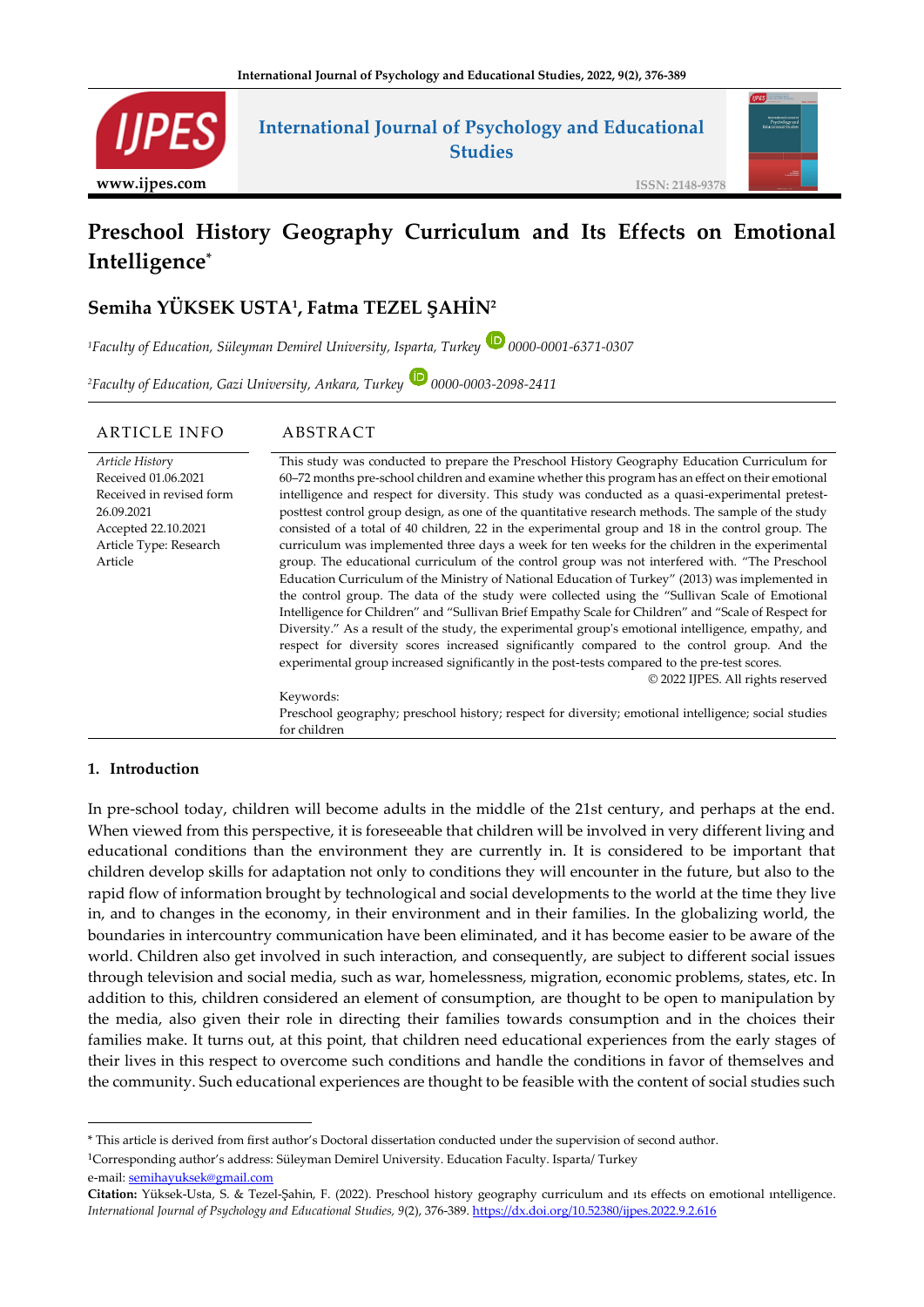# Preschool History Geography Curriculum and Its Effects on Emotional Intelligence*

## Semiha YÜKSEK USTA[1], Fatma TEZEL ŞAHİN[2]

[1]*Faculty of Education, Süleyman Demirel University, Isparta, Turkey* 0000-0001-6371-0307

[2]*Faculty of Education, Gazi University, Ankara, Turkey* 0000-0003-2098-2411

**ARTICLE INFO**

*Article History*
Received 01.06.2021
Received in revised form 26.09.2021
Accepted 22.10.2021
Article Type: Research Article

**ABSTRACT**

This study was conducted to prepare the Preschool History Geography Education Curriculum for 60–72 months pre-school children and examine whether this program has an effect on their emotional intelligence and respect for diversity. This study was conducted as a quasi-experimental pretest-posttest control group design, as one of the quantitative research methods. The sample of the study consisted of a total of 40 children, 22 in the experimental group and 18 in the control group. The curriculum was implemented three days a week for ten weeks for the children in the experimental group. The educational curriculum of the control group was not interfered with. "The Preschool Education Curriculum of the Ministry of National Education of Turkey" (2013) was implemented in the control group. The data of the study were collected using the "Sullivan Scale of Emotional Intelligence for Children" and "Sullivan Brief Empathy Scale for Children" and "Scale of Respect for Diversity." As a result of the study, the experimental group's emotional intelligence, empathy, and respect for diversity scores increased significantly compared to the control group. And the experimental group increased significantly in the post-tests compared to the pre-test scores.

© 2022 IJPES. All rights reserved

Keywords:
Preschool geography; preschool history; respect for diversity; emotional intelligence; social studies for children

## 1. Introduction

In pre-school today, children will become adults in the middle of the 21st century, and perhaps at the end. When viewed from this perspective, it is foreseeable that children will be involved in very different living and educational conditions than the environment they are currently in. It is considered to be important that children develop skills for adaptation not only to conditions they will encounter in the future, but also to the rapid flow of information brought by technological and social developments to the world at the time they live in, and to changes in the economy, in their environment and in their families. In the globalizing world, the boundaries in intercountry communication have been eliminated, and it has become easier to be aware of the world. Children also get involved in such interaction, and consequently, are subject to different social issues through television and social media, such as war, homelessness, migration, economic problems, states, etc. In addition to this, children considered an element of consumption, are thought to be open to manipulation by the media, also given their role in directing their families towards consumption and in the choices their families make. It turns out, at this point, that children need educational experiences from the early stages of their lives in this respect to overcome such conditions and handle the conditions in favor of themselves and the community. Such educational experiences are thought to be feasible with the content of social studies such

---

* This article is derived from first author's Doctoral dissertation conducted under the supervision of second author.

[1]Corresponding author's address: Süleyman Demirel University. Education Faculty. Isparta/ Turkey
e-mail: semihayuksek@gmail.com

**Citation:** Yüksek-Usta, S. & Tezel-Şahin, F. (2022). Preschool history geography curriculum and ıts effects on emotional ıntelligence. *International Journal of Psychology and Educational Studies, 9*(2), 376-389. https://dx.doi.org/10.52380/ijpes.2022.9.2.616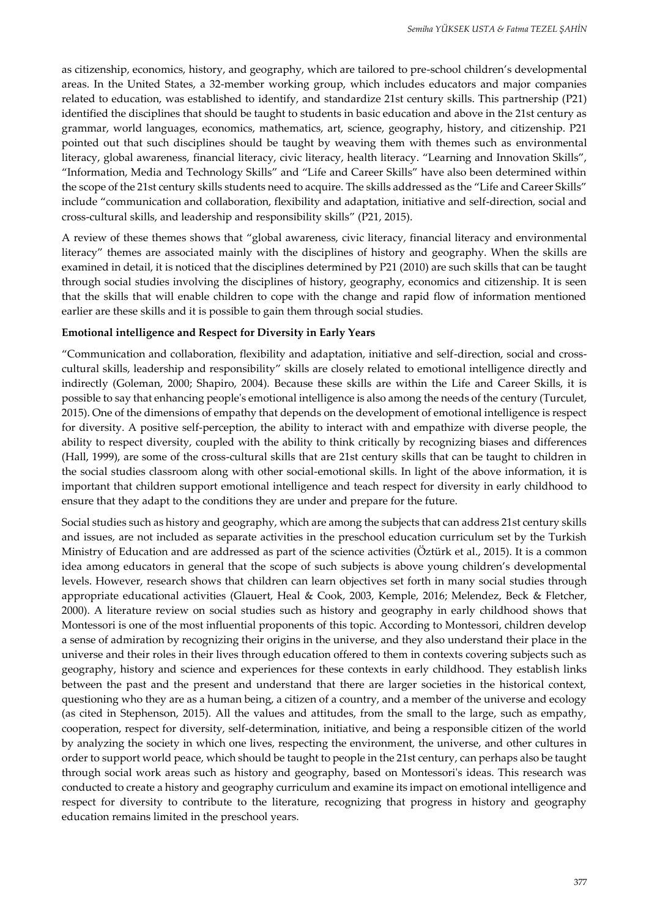as citizenship, economics, history, and geography, which are tailored to pre-school children's developmental areas. In the United States, a 32-member working group, which includes educators and major companies related to education, was established to identify, and standardize 21st century skills. This partnership (P21) identified the disciplines that should be taught to students in basic education and above in the 21st century as grammar, world languages, economics, mathematics, art, science, geography, history, and citizenship. P21 pointed out that such disciplines should be taught by weaving them with themes such as environmental literacy, global awareness, financial literacy, civic literacy, health literacy. "Learning and Innovation Skills", "Information, Media and Technology Skills" and "Life and Career Skills" have also been determined within the scope of the 21st century skills students need to acquire. The skills addressed as the "Life and Career Skills" include "communication and collaboration, flexibility and adaptation, initiative and self-direction, social and cross-cultural skills, and leadership and responsibility skills" (P21, 2015).

A review of these themes shows that "global awareness, civic literacy, financial literacy and environmental literacy" themes are associated mainly with the disciplines of history and geography. When the skills are examined in detail, it is noticed that the disciplines determined by P21 (2010) are such skills that can be taught through social studies involving the disciplines of history, geography, economics and citizenship. It is seen that the skills that will enable children to cope with the change and rapid flow of information mentioned earlier are these skills and it is possible to gain them through social studies.

**Emotional intelligence and Respect for Diversity in Early Years**

"Communication and collaboration, flexibility and adaptation, initiative and self-direction, social and cross-cultural skills, leadership and responsibility" skills are closely related to emotional intelligence directly and indirectly (Goleman, 2000; Shapiro, 2004). Because these skills are within the Life and Career Skills, it is possible to say that enhancing people's emotional intelligence is also among the needs of the century (Turculet, 2015). One of the dimensions of empathy that depends on the development of emotional intelligence is respect for diversity. A positive self-perception, the ability to interact with and empathize with diverse people, the ability to respect diversity, coupled with the ability to think critically by recognizing biases and differences (Hall, 1999), are some of the cross-cultural skills that are 21st century skills that can be taught to children in the social studies classroom along with other social-emotional skills. In light of the above information, it is important that children support emotional intelligence and teach respect for diversity in early childhood to ensure that they adapt to the conditions they are under and prepare for the future.

Social studies such as history and geography, which are among the subjects that can address 21st century skills and issues, are not included as separate activities in the preschool education curriculum set by the Turkish Ministry of Education and are addressed as part of the science activities (Öztürk et al., 2015). It is a common idea among educators in general that the scope of such subjects is above young children's developmental levels. However, research shows that children can learn objectives set forth in many social studies through appropriate educational activities (Glauert, Heal & Cook, 2003, Kemple, 2016; Melendez, Beck & Fletcher, 2000). A literature review on social studies such as history and geography in early childhood shows that Montessori is one of the most influential proponents of this topic. According to Montessori, children develop a sense of admiration by recognizing their origins in the universe, and they also understand their place in the universe and their roles in their lives through education offered to them in contexts covering subjects such as geography, history and science and experiences for these contexts in early childhood. They establish links between the past and the present and understand that there are larger societies in the historical context, questioning who they are as a human being, a citizen of a country, and a member of the universe and ecology (as cited in Stephenson, 2015). All the values and attitudes, from the small to the large, such as empathy, cooperation, respect for diversity, self-determination, initiative, and being a responsible citizen of the world by analyzing the society in which one lives, respecting the environment, the universe, and other cultures in order to support world peace, which should be taught to people in the 21st century, can perhaps also be taught through social work areas such as history and geography, based on Montessori's ideas. This research was conducted to create a history and geography curriculum and examine its impact on emotional intelligence and respect for diversity to contribute to the literature, recognizing that progress in history and geography education remains limited in the preschool years.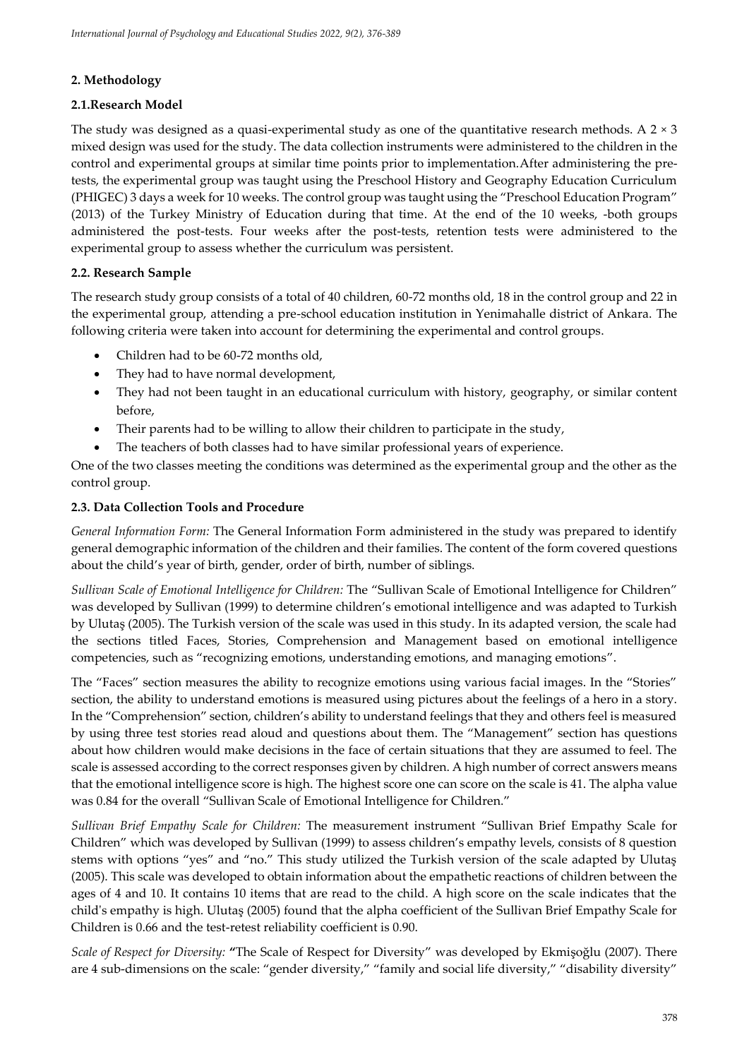## 2. Methodology

### 2.1.Research Model

The study was designed as a quasi-experimental study as one of the quantitative research methods. A 2 × 3 mixed design was used for the study. The data collection instruments were administered to the children in the control and experimental groups at similar time points prior to implementation.After administering the pre-tests, the experimental group was taught using the Preschool History and Geography Education Curriculum (PHIGEC) 3 days a week for 10 weeks. The control group was taught using the "Preschool Education Program" (2013) of the Turkey Ministry of Education during that time. At the end of the 10 weeks, -both groups administered the post-tests. Four weeks after the post-tests, retention tests were administered to the experimental group to assess whether the curriculum was persistent.

### 2.2. Research Sample

The research study group consists of a total of 40 children, 60-72 months old, 18 in the control group and 22 in the experimental group, attending a pre-school education institution in Yenimahalle district of Ankara. The following criteria were taken into account for determining the experimental and control groups.

- Children had to be 60-72 months old,
- They had to have normal development,
- They had not been taught in an educational curriculum with history, geography, or similar content before,
- Their parents had to be willing to allow their children to participate in the study,
- The teachers of both classes had to have similar professional years of experience.

One of the two classes meeting the conditions was determined as the experimental group and the other as the control group.

### 2.3. Data Collection Tools and Procedure

*General Information Form:* The General Information Form administered in the study was prepared to identify general demographic information of the children and their families. The content of the form covered questions about the child's year of birth, gender, order of birth, number of siblings.

*Sullivan Scale of Emotional Intelligence for Children:* The "Sullivan Scale of Emotional Intelligence for Children" was developed by Sullivan (1999) to determine children's emotional intelligence and was adapted to Turkish by Ulutaş (2005). The Turkish version of the scale was used in this study. In its adapted version, the scale had the sections titled Faces, Stories, Comprehension and Management based on emotional intelligence competencies, such as "recognizing emotions, understanding emotions, and managing emotions".

The "Faces" section measures the ability to recognize emotions using various facial images. In the "Stories" section, the ability to understand emotions is measured using pictures about the feelings of a hero in a story. In the "Comprehension" section, children's ability to understand feelings that they and others feel is measured by using three test stories read aloud and questions about them. The "Management" section has questions about how children would make decisions in the face of certain situations that they are assumed to feel. The scale is assessed according to the correct responses given by children. A high number of correct answers means that the emotional intelligence score is high. The highest score one can score on the scale is 41. The alpha value was 0.84 for the overall "Sullivan Scale of Emotional Intelligence for Children."

*Sullivan Brief Empathy Scale for Children:* The measurement instrument "Sullivan Brief Empathy Scale for Children" which was developed by Sullivan (1999) to assess children's empathy levels, consists of 8 question stems with options "yes" and "no." This study utilized the Turkish version of the scale adapted by Ulutaş (2005). This scale was developed to obtain information about the empathetic reactions of children between the ages of 4 and 10. It contains 10 items that are read to the child. A high score on the scale indicates that the child's empathy is high. Ulutaş (2005) found that the alpha coefficient of the Sullivan Brief Empathy Scale for Children is 0.66 and the test-retest reliability coefficient is 0.90.

*Scale of Respect for Diversity:* **"**The Scale of Respect for Diversity" was developed by Ekmişoğlu (2007). There are 4 sub-dimensions on the scale: "gender diversity," "family and social life diversity," "disability diversity"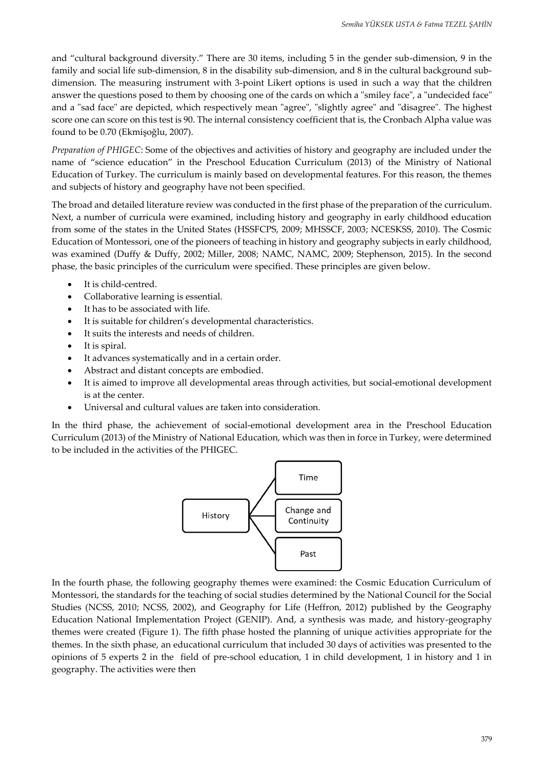and "cultural background diversity." There are 30 items, including 5 in the gender sub-dimension, 9 in the family and social life sub-dimension, 8 in the disability sub-dimension, and 8 in the cultural background sub-dimension. The measuring instrument with 3-point Likert options is used in such a way that the children answer the questions posed to them by choosing one of the cards on which a "smiley face", a "undecided face" and a "sad face" are depicted, which respectively mean "agree", "slightly agree" and "disagree". The highest score one can score on this test is 90. The internal consistency coefficient that is, the Cronbach Alpha value was found to be 0.70 (Ekmişoğlu, 2007).

*Preparation of PHIGEC*: Some of the objectives and activities of history and geography are included under the name of "science education" in the Preschool Education Curriculum (2013) of the Ministry of National Education of Turkey. The curriculum is mainly based on developmental features. For this reason, the themes and subjects of history and geography have not been specified.

The broad and detailed literature review was conducted in the first phase of the preparation of the curriculum. Next, a number of curricula were examined, including history and geography in early childhood education from some of the states in the United States (HSSFCPS, 2009; MHSSCF, 2003; NCESKSS, 2010). The Cosmic Education of Montessori, one of the pioneers of teaching in history and geography subjects in early childhood, was examined (Duffy & Duffy, 2002; Miller, 2008; NAMC, NAMC, 2009; Stephenson, 2015). In the second phase, the basic principles of the curriculum were specified. These principles are given below.

- It is child-centred.
- Collaborative learning is essential.
- It has to be associated with life.
- It is suitable for children's developmental characteristics.
- It suits the interests and needs of children.
- It is spiral.
- It advances systematically and in a certain order.
- Abstract and distant concepts are embodied.
- It is aimed to improve all developmental areas through activities, but social-emotional development is at the center.
- Universal and cultural values are taken into consideration.

In the third phase, the achievement of social-emotional development area in the Preschool Education Curriculum (2013) of the Ministry of National Education, which was then in force in Turkey, were determined to be included in the activities of the PHIGEC.

History → Time; Change and Continuity; Past

In the fourth phase, the following geography themes were examined: the Cosmic Education Curriculum of Montessori, the standards for the teaching of social studies determined by the National Council for the Social Studies (NCSS, 2010; NCSS, 2002), and Geography for Life (Heffron, 2012) published by the Geography Education National Implementation Project (GENIP). And, a synthesis was made, and history-geography themes were created (Figure 1). The fifth phase hosted the planning of unique activities appropriate for the themes. In the sixth phase, an educational curriculum that included 30 days of activities was presented to the opinions of 5 experts 2 in the field of pre-school education, 1 in child development, 1 in history and 1 in geography. The activities were then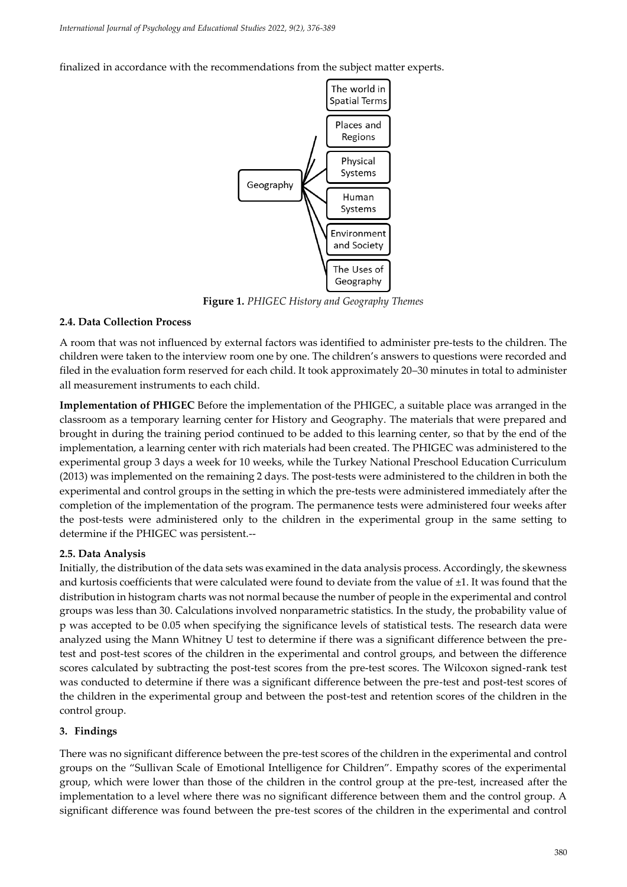finalized in accordance with the recommendations from the subject matter experts.

**Figure 1.** *PHIGEC History and Geography Themes*

### 2.4. Data Collection Process

A room that was not influenced by external factors was identified to administer pre-tests to the children. The children were taken to the interview room one by one. The children's answers to questions were recorded and filed in the evaluation form reserved for each child. It took approximately 20–30 minutes in total to administer all measurement instruments to each child.

**Implementation of PHIGEC** Before the implementation of the PHIGEC, a suitable place was arranged in the classroom as a temporary learning center for History and Geography. The materials that were prepared and brought in during the training period continued to be added to this learning center, so that by the end of the implementation, a learning center with rich materials had been created. The PHIGEC was administered to the experimental group 3 days a week for 10 weeks, while the Turkey National Preschool Education Curriculum (2013) was implemented on the remaining 2 days. The post-tests were administered to the children in both the experimental and control groups in the setting in which the pre-tests were administered immediately after the completion of the implementation of the program. The permanence tests were administered four weeks after the post-tests were administered only to the children in the experimental group in the same setting to determine if the PHIGEC was persistent.--

### 2.5. Data Analysis

Initially, the distribution of the data sets was examined in the data analysis process. Accordingly, the skewness and kurtosis coefficients that were calculated were found to deviate from the value of ±1. It was found that the distribution in histogram charts was not normal because the number of people in the experimental and control groups was less than 30. Calculations involved nonparametric statistics. In the study, the probability value of p was accepted to be 0.05 when specifying the significance levels of statistical tests. The research data were analyzed using the Mann Whitney U test to determine if there was a significant difference between the pre-test and post-test scores of the children in the experimental and control groups, and between the difference scores calculated by subtracting the post-test scores from the pre-test scores. The Wilcoxon signed-rank test was conducted to determine if there was a significant difference between the pre-test and post-test scores of the children in the experimental group and between the post-test and retention scores of the children in the control group.

## 3. Findings

There was no significant difference between the pre-test scores of the children in the experimental and control groups on the "Sullivan Scale of Emotional Intelligence for Children". Empathy scores of the experimental group, which were lower than those of the children in the control group at the pre-test, increased after the implementation to a level where there was no significant difference between them and the control group. A significant difference was found between the pre-test scores of the children in the experimental and control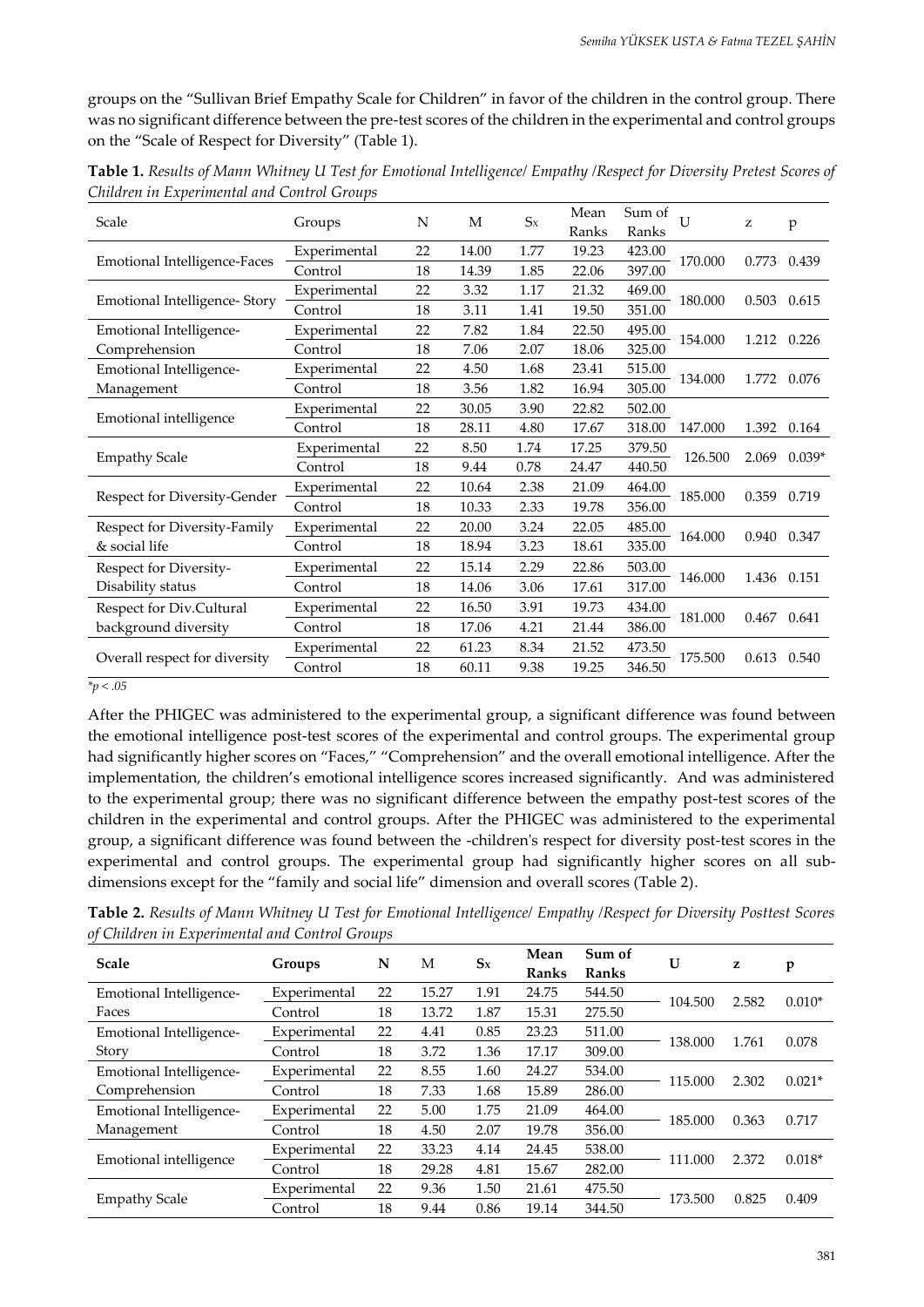groups on the "Sullivan Brief Empathy Scale for Children" in favor of the children in the control group. There was no significant difference between the pre-test scores of the children in the experimental and control groups on the "Scale of Respect for Diversity" (Table 1).

**Table 1.** *Results of Mann Whitney U Test for Emotional Intelligence/ Empathy /Respect for Diversity Pretest Scores of Children in Experimental and Control Groups*

| Scale | Groups | N | M | Sx | Mean Ranks | Sum of Ranks | U | z | p |
|---|---|---|---|---|---|---|---|---|---|
| Emotional Intelligence-Faces | Experimental | 22 | 14.00 | 1.77 | 19.23 | 423.00 | 170.000 | 0.773 | 0.439 |
| | Control | 18 | 14.39 | 1.85 | 22.06 | 397.00 | | | |
| Emotional Intelligence- Story | Experimental | 22 | 3.32 | 1.17 | 21.32 | 469.00 | 180.000 | 0.503 | 0.615 |
| | Control | 18 | 3.11 | 1.41 | 19.50 | 351.00 | | | |
| Emotional Intelligence-Comprehension | Experimental | 22 | 7.82 | 1.84 | 22.50 | 495.00 | 154.000 | 1.212 | 0.226 |
| | Control | 18 | 7.06 | 2.07 | 18.06 | 325.00 | | | |
| Emotional Intelligence-Management | Experimental | 22 | 4.50 | 1.68 | 23.41 | 515.00 | 134.000 | 1.772 | 0.076 |
| | Control | 18 | 3.56 | 1.82 | 16.94 | 305.00 | | | |
| Emotional intelligence | Experimental | 22 | 30.05 | 3.90 | 22.82 | 502.00 | 147.000 | 1.392 | 0.164 |
| | Control | 18 | 28.11 | 4.80 | 17.67 | 318.00 | | | |
| Empathy Scale | Experimental | 22 | 8.50 | 1.74 | 17.25 | 379.50 | 126.500 | 2.069 | 0.039* |
| | Control | 18 | 9.44 | 0.78 | 24.47 | 440.50 | | | |
| Respect for Diversity-Gender | Experimental | 22 | 10.64 | 2.38 | 21.09 | 464.00 | 185.000 | 0.359 | 0.719 |
| | Control | 18 | 10.33 | 2.33 | 19.78 | 356.00 | | | |
| Respect for Diversity-Family & social life | Experimental | 22 | 20.00 | 3.24 | 22.05 | 485.00 | 164.000 | 0.940 | 0.347 |
| | Control | 18 | 18.94 | 3.23 | 18.61 | 335.00 | | | |
| Respect for Diversity-Disability status | Experimental | 22 | 15.14 | 2.29 | 22.86 | 503.00 | 146.000 | 1.436 | 0.151 |
| | Control | 18 | 14.06 | 3.06 | 17.61 | 317.00 | | | |
| Respect for Div.Cultural background diversity | Experimental | 22 | 16.50 | 3.91 | 19.73 | 434.00 | 181.000 | 0.467 | 0.641 |
| | Control | 18 | 17.06 | 4.21 | 21.44 | 386.00 | | | |
| Overall respect for diversity | Experimental | 22 | 61.23 | 8.34 | 21.52 | 473.50 | 175.500 | 0.613 | 0.540 |
| | Control | 18 | 60.11 | 9.38 | 19.25 | 346.50 | | | |

*$^*p < .05$*

After the PHIGEC was administered to the experimental group, a significant difference was found between the emotional intelligence post-test scores of the experimental and control groups. The experimental group had significantly higher scores on "Faces," "Comprehension" and the overall emotional intelligence. After the implementation, the children's emotional intelligence scores increased significantly. And was administered to the experimental group; there was no significant difference between the empathy post-test scores of the children in the experimental and control groups. After the PHIGEC was administered to the experimental group, a significant difference was found between the -children's respect for diversity post-test scores in the experimental and control groups. The experimental group had significantly higher scores on all sub-dimensions except for the "family and social life" dimension and overall scores (Table 2).

**Table 2.** *Results of Mann Whitney U Test for Emotional Intelligence/ Empathy /Respect for Diversity Posttest Scores of Children in Experimental and Control Groups*

| Scale | Groups | N | M | Sx | Mean Ranks | Sum of Ranks | U | z | p |
|---|---|---|---|---|---|---|---|---|---|
| Emotional Intelligence-Faces | Experimental | 22 | 15.27 | 1.91 | 24.75 | 544.50 | 104.500 | 2.582 | 0.010* |
| | Control | 18 | 13.72 | 1.87 | 15.31 | 275.50 | | | |
| Emotional Intelligence-Story | Experimental | 22 | 4.41 | 0.85 | 23.23 | 511.00 | 138.000 | 1.761 | 0.078 |
| | Control | 18 | 3.72 | 1.36 | 17.17 | 309.00 | | | |
| Emotional Intelligence-Comprehension | Experimental | 22 | 8.55 | 1.60 | 24.27 | 534.00 | 115.000 | 2.302 | 0.021* |
| | Control | 18 | 7.33 | 1.68 | 15.89 | 286.00 | | | |
| Emotional Intelligence-Management | Experimental | 22 | 5.00 | 1.75 | 21.09 | 464.00 | 185.000 | 0.363 | 0.717 |
| | Control | 18 | 4.50 | 2.07 | 19.78 | 356.00 | | | |
| Emotional intelligence | Experimental | 22 | 33.23 | 4.14 | 24.45 | 538.00 | 111.000 | 2.372 | 0.018* |
| | Control | 18 | 29.28 | 4.81 | 15.67 | 282.00 | | | |
| Empathy Scale | Experimental | 22 | 9.36 | 1.50 | 21.61 | 475.50 | 173.500 | 0.825 | 0.409 |
| | Control | 18 | 9.44 | 0.86 | 19.14 | 344.50 | | | |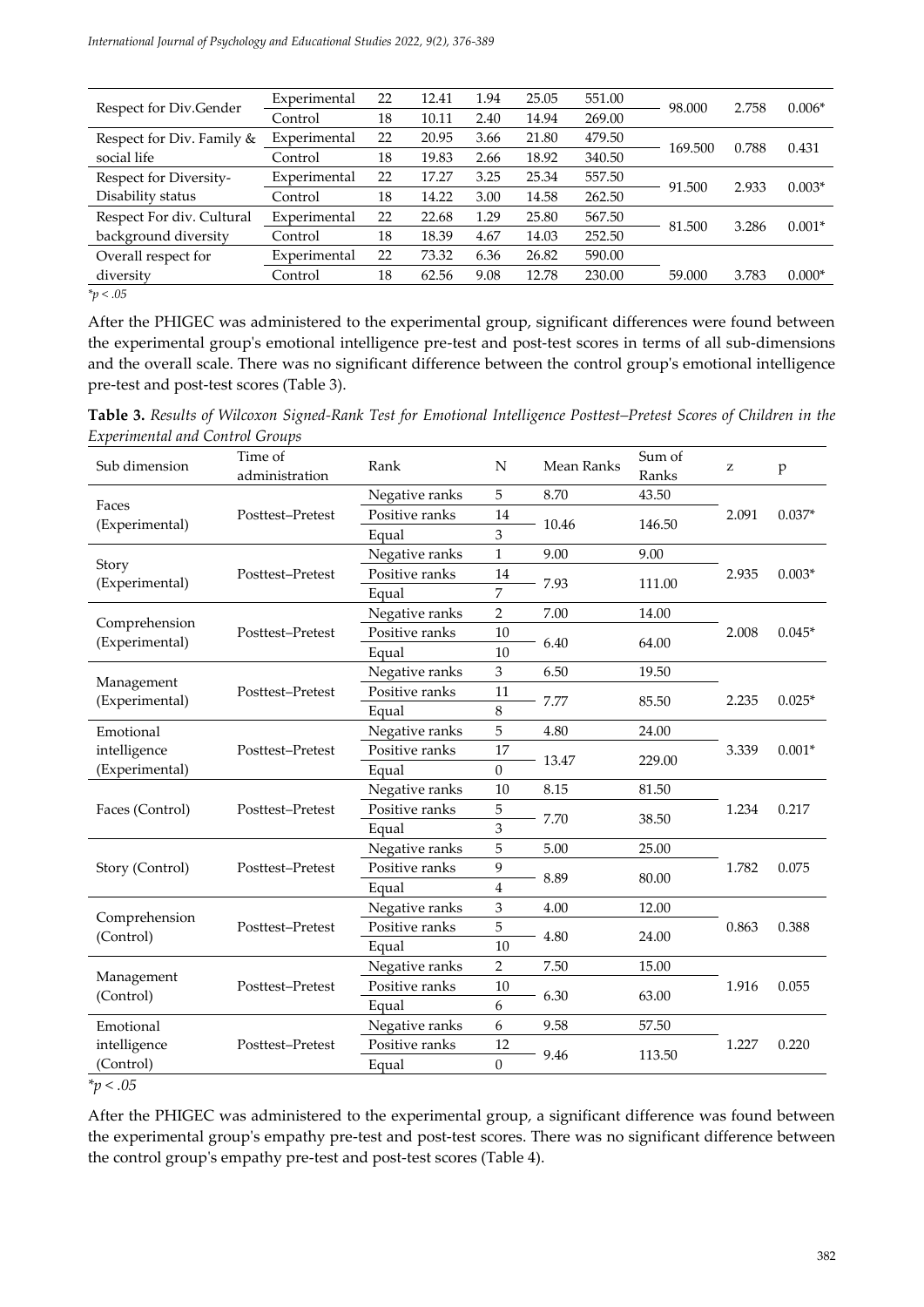| | | | | | | | | | |
|---|---|---|---|---|---|---|---|---|---|
| Respect for Div.Gender | Experimental | 22 | 12.41 | 1.94 | 25.05 | 551.00 | 98.000 | 2.758 | 0.006* |
| | Control | 18 | 10.11 | 2.40 | 14.94 | 269.00 | | | |
| Respect for Div. Family & social life | Experimental | 22 | 20.95 | 3.66 | 21.80 | 479.50 | 169.500 | 0.788 | 0.431 |
| | Control | 18 | 19.83 | 2.66 | 18.92 | 340.50 | | | |
| Respect for Diversity-Disability status | Experimental | 22 | 17.27 | 3.25 | 25.34 | 557.50 | 91.500 | 2.933 | 0.003* |
| | Control | 18 | 14.22 | 3.00 | 14.58 | 262.50 | | | |
| Respect For div. Cultural background diversity | Experimental | 22 | 22.68 | 1.29 | 25.80 | 567.50 | 81.500 | 3.286 | 0.001* |
| | Control | 18 | 18.39 | 4.67 | 14.03 | 252.50 | | | |
| Overall respect for diversity | Experimental | 22 | 73.32 | 6.36 | 26.82 | 590.00 | 59.000 | 3.783 | 0.000* |
| | Control | 18 | 62.56 | 9.08 | 12.78 | 230.00 | | | |

*$p < .05$

After the PHIGEC was administered to the experimental group, significant differences were found between the experimental group's emotional intelligence pre-test and post-test scores in terms of all sub-dimensions and the overall scale. There was no significant difference between the control group's emotional intelligence pre-test and post-test scores (Table 3).

**Table 3.** *Results of Wilcoxon Signed-Rank Test for Emotional Intelligence Posttest–Pretest Scores of Children in the Experimental and Control Groups*

| Sub dimension | Time of administration | Rank | N | Mean Ranks | Sum of Ranks | z | p |
|---|---|---|---|---|---|---|---|
| Faces (Experimental) | Posttest–Pretest | Negative ranks | 5 | 8.70 | 43.50 | 2.091 | 0.037* |
| | | Positive ranks | 14 | 10.46 | 146.50 | | |
| | | Equal | 3 | | | | |
| Story (Experimental) | Posttest–Pretest | Negative ranks | 1 | 9.00 | 9.00 | 2.935 | 0.003* |
| | | Positive ranks | 14 | 7.93 | 111.00 | | |
| | | Equal | 7 | | | | |
| Comprehension (Experimental) | Posttest–Pretest | Negative ranks | 2 | 7.00 | 14.00 | 2.008 | 0.045* |
| | | Positive ranks | 10 | 6.40 | 64.00 | | |
| | | Equal | 10 | | | | |
| Management (Experimental) | Posttest–Pretest | Negative ranks | 3 | 6.50 | 19.50 | 2.235 | 0.025* |
| | | Positive ranks | 11 | 7.77 | 85.50 | | |
| | | Equal | 8 | | | | |
| Emotional intelligence (Experimental) | Posttest–Pretest | Negative ranks | 5 | 4.80 | 24.00 | 3.339 | 0.001* |
| | | Positive ranks | 17 | 13.47 | 229.00 | | |
| | | Equal | 0 | | | | |
| Faces (Control) | Posttest–Pretest | Negative ranks | 10 | 8.15 | 81.50 | 1.234 | 0.217 |
| | | Positive ranks | 5 | 7.70 | 38.50 | | |
| | | Equal | 3 | | | | |
| Story (Control) | Posttest–Pretest | Negative ranks | 5 | 5.00 | 25.00 | 1.782 | 0.075 |
| | | Positive ranks | 9 | 8.89 | 80.00 | | |
| | | Equal | 4 | | | | |
| Comprehension (Control) | Posttest–Pretest | Negative ranks | 3 | 4.00 | 12.00 | 0.863 | 0.388 |
| | | Positive ranks | 5 | 4.80 | 24.00 | | |
| | | Equal | 10 | | | | |
| Management (Control) | Posttest–Pretest | Negative ranks | 2 | 7.50 | 15.00 | 1.916 | 0.055 |
| | | Positive ranks | 10 | 6.30 | 63.00 | | |
| | | Equal | 6 | | | | |
| Emotional intelligence (Control) | Posttest–Pretest | Negative ranks | 6 | 9.58 | 57.50 | 1.227 | 0.220 |
| | | Positive ranks | 12 | 9.46 | 113.50 | | |
| | | Equal | 0 | | | | |

*$p < .05$

After the PHIGEC was administered to the experimental group, a significant difference was found between the experimental group's empathy pre-test and post-test scores. There was no significant difference between the control group's empathy pre-test and post-test scores (Table 4).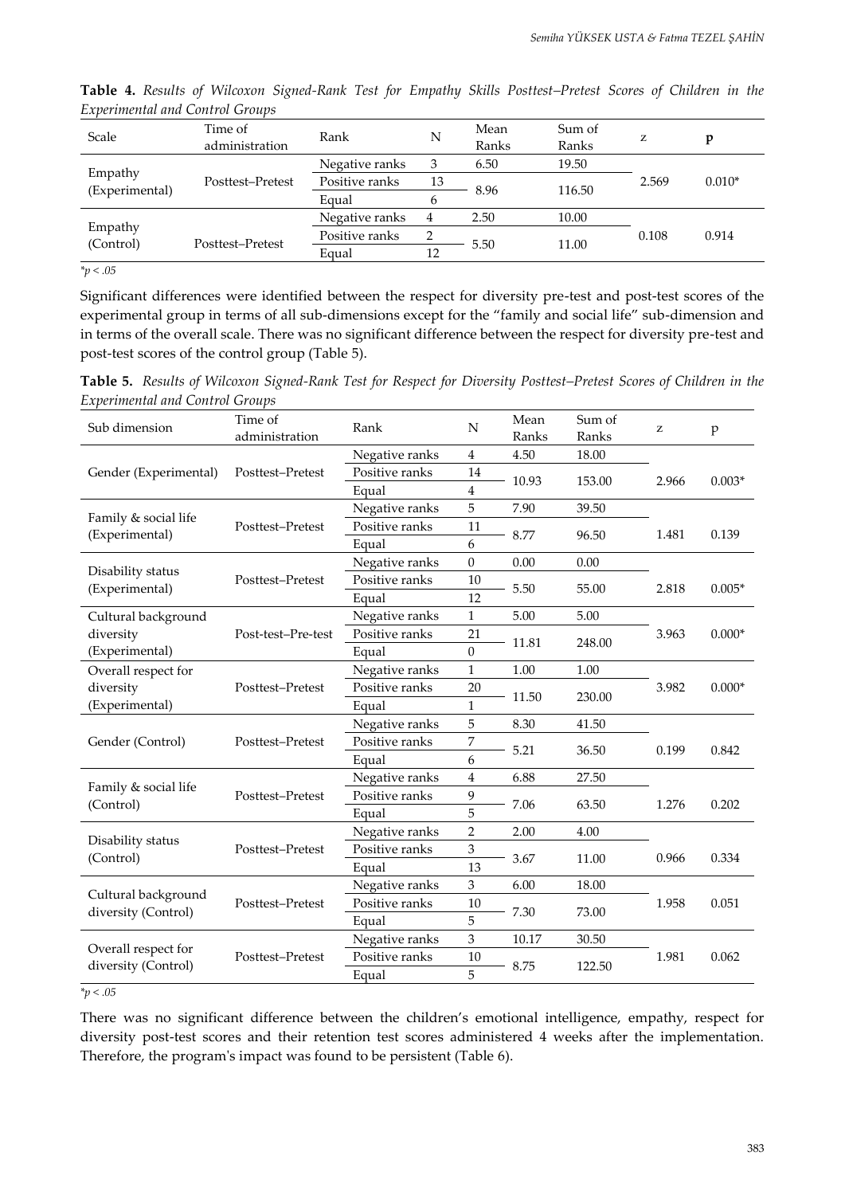**Table 4.** *Results of Wilcoxon Signed-Rank Test for Empathy Skills Posttest–Pretest Scores of Children in the Experimental and Control Groups*

| Scale | Time of administration | Rank | N | Mean Ranks | Sum of Ranks | z | p |
|---|---|---|---|---|---|---|---|
| Empathy (Experimental) | Posttest–Pretest | Negative ranks | 3 | 6.50 | 19.50 | 2.569 | 0.010* |
| | | Positive ranks | 13 | 8.96 | 116.50 | | |
| | | Equal | 6 | | | | |
| Empathy (Control) | Posttest–Pretest | Negative ranks | 4 | 2.50 | 10.00 | 0.108 | 0.914 |
| | | Positive ranks | 2 | 5.50 | 11.00 | | |
| | | Equal | 12 | | | | |

*$p < .05$

Significant differences were identified between the respect for diversity pre-test and post-test scores of the experimental group in terms of all sub-dimensions except for the "family and social life" sub-dimension and in terms of the overall scale. There was no significant difference between the respect for diversity pre-test and post-test scores of the control group (Table 5).

**Table 5.** *Results of Wilcoxon Signed-Rank Test for Respect for Diversity Posttest–Pretest Scores of Children in the Experimental and Control Groups*

| Sub dimension | Time of administration | Rank | N | Mean Ranks | Sum of Ranks | z | p |
|---|---|---|---|---|---|---|---|
| Gender (Experimental) | Posttest–Pretest | Negative ranks | 4 | 4.50 | 18.00 | 2.966 | 0.003* |
| | | Positive ranks | 14 | 10.93 | 153.00 | | |
| | | Equal | 4 | | | | |
| Family & social life (Experimental) | Posttest–Pretest | Negative ranks | 5 | 7.90 | 39.50 | 1.481 | 0.139 |
| | | Positive ranks | 11 | 8.77 | 96.50 | | |
| | | Equal | 6 | | | | |
| Disability status (Experimental) | Posttest–Pretest | Negative ranks | 0 | 0.00 | 0.00 | 2.818 | 0.005* |
| | | Positive ranks | 10 | 5.50 | 55.00 | | |
| | | Equal | 12 | | | | |
| Cultural background diversity (Experimental) | Post-test–Pre-test | Negative ranks | 1 | 5.00 | 5.00 | 3.963 | 0.000* |
| | | Positive ranks | 21 | 11.81 | 248.00 | | |
| | | Equal | 0 | | | | |
| Overall respect for diversity (Experimental) | Posttest–Pretest | Negative ranks | 1 | 1.00 | 1.00 | 3.982 | 0.000* |
| | | Positive ranks | 20 | 11.50 | 230.00 | | |
| | | Equal | 1 | | | | |
| Gender (Control) | Posttest–Pretest | Negative ranks | 5 | 8.30 | 41.50 | 0.199 | 0.842 |
| | | Positive ranks | 7 | 5.21 | 36.50 | | |
| | | Equal | 6 | | | | |
| Family & social life (Control) | Posttest–Pretest | Negative ranks | 4 | 6.88 | 27.50 | 1.276 | 0.202 |
| | | Positive ranks | 9 | 7.06 | 63.50 | | |
| | | Equal | 5 | | | | |
| Disability status (Control) | Posttest–Pretest | Negative ranks | 2 | 2.00 | 4.00 | 0.966 | 0.334 |
| | | Positive ranks | 3 | 3.67 | 11.00 | | |
| | | Equal | 13 | | | | |
| Cultural background diversity (Control) | Posttest–Pretest | Negative ranks | 3 | 6.00 | 18.00 | 1.958 | 0.051 |
| | | Positive ranks | 10 | 7.30 | 73.00 | | |
| | | Equal | 5 | | | | |
| Overall respect for diversity (Control) | Posttest–Pretest | Negative ranks | 3 | 10.17 | 30.50 | 1.981 | 0.062 |
| | | Positive ranks | 10 | 8.75 | 122.50 | | |
| | | Equal | 5 | | | | |

*$p < .05$

There was no significant difference between the children's emotional intelligence, empathy, respect for diversity post-test scores and their retention test scores administered 4 weeks after the implementation. Therefore, the program's impact was found to be persistent (Table 6).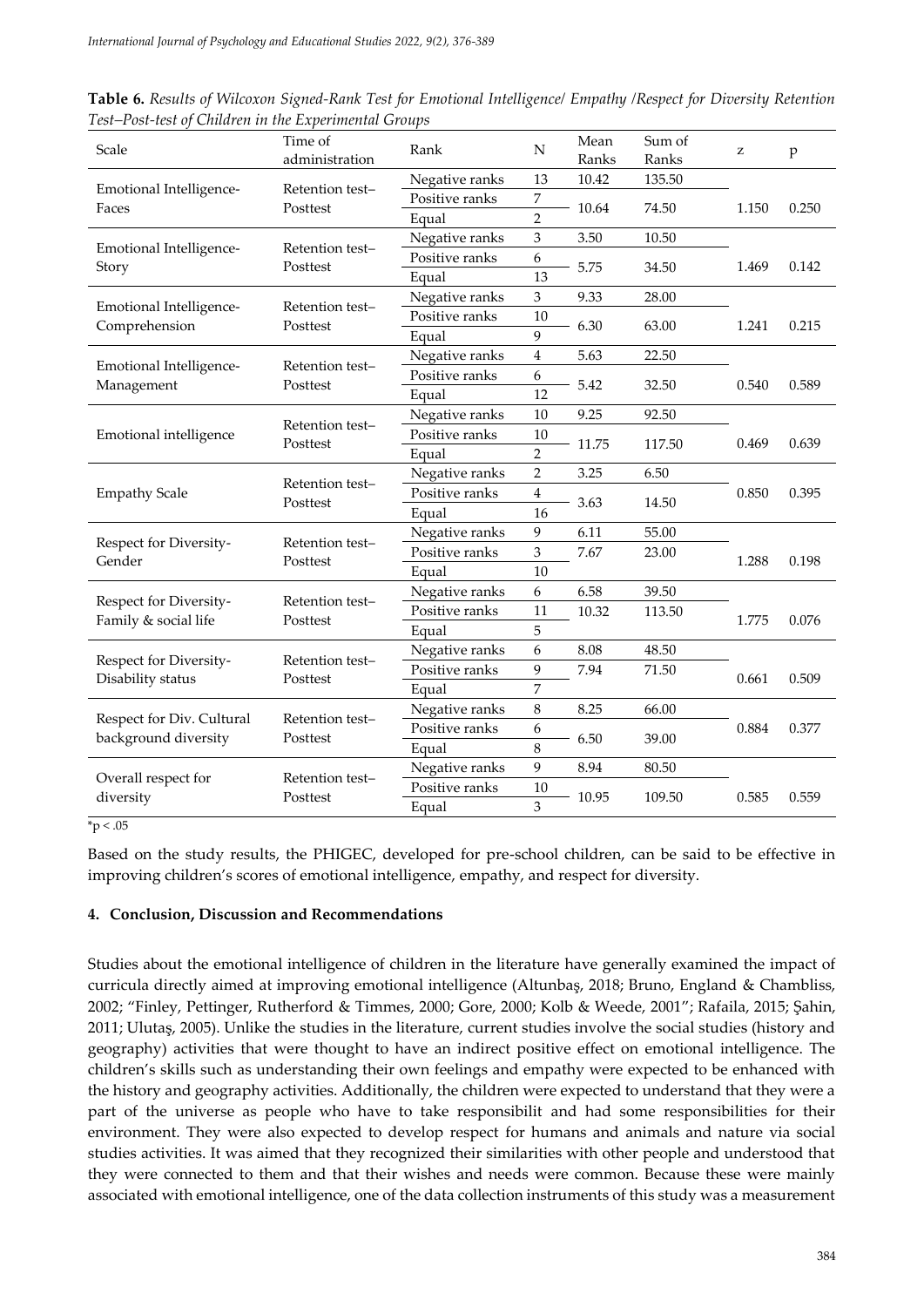**Table 6.** *Results of Wilcoxon Signed-Rank Test for Emotional Intelligence/ Empathy /Respect for Diversity Retention Test–Post-test of Children in the Experimental Groups*

| Scale | Time of administration | Rank | N | Mean Ranks | Sum of Ranks | z | p |
|---|---|---|---|---|---|---|---|
| Emotional Intelligence-Faces | Retention test–Posttest | Negative ranks | 13 | 10.42 | 135.50 | 1.150 | 0.250 |
| | | Positive ranks | 7 | 10.64 | 74.50 | | |
| | | Equal | 2 | | | | |
| Emotional Intelligence-Story | Retention test–Posttest | Negative ranks | 3 | 3.50 | 10.50 | 1.469 | 0.142 |
| | | Positive ranks | 6 | 5.75 | 34.50 | | |
| | | Equal | 13 | | | | |
| Emotional Intelligence-Comprehension | Retention test–Posttest | Negative ranks | 3 | 9.33 | 28.00 | 1.241 | 0.215 |
| | | Positive ranks | 10 | 6.30 | 63.00 | | |
| | | Equal | 9 | | | | |
| Emotional Intelligence-Management | Retention test–Posttest | Negative ranks | 4 | 5.63 | 22.50 | 0.540 | 0.589 |
| | | Positive ranks | 6 | 5.42 | 32.50 | | |
| | | Equal | 12 | | | | |
| Emotional intelligence | Retention test–Posttest | Negative ranks | 10 | 9.25 | 92.50 | 0.469 | 0.639 |
| | | Positive ranks | 10 | 11.75 | 117.50 | | |
| | | Equal | 2 | | | | |
| Empathy Scale | Retention test–Posttest | Negative ranks | 2 | 3.25 | 6.50 | 0.850 | 0.395 |
| | | Positive ranks | 4 | 3.63 | 14.50 | | |
| | | Equal | 16 | | | | |
| Respect for Diversity-Gender | Retention test–Posttest | Negative ranks | 9 | 6.11 | 55.00 | 1.288 | 0.198 |
| | | Positive ranks | 3 | 7.67 | 23.00 | | |
| | | Equal | 10 | | | | |
| Respect for Diversity-Family & social life | Retention test–Posttest | Negative ranks | 6 | 6.58 | 39.50 | 1.775 | 0.076 |
| | | Positive ranks | 11 | 10.32 | 113.50 | | |
| | | Equal | 5 | | | | |
| Respect for Diversity-Disability status | Retention test–Posttest | Negative ranks | 6 | 8.08 | 48.50 | 0.661 | 0.509 |
| | | Positive ranks | 9 | 7.94 | 71.50 | | |
| | | Equal | 7 | | | | |
| Respect for Div. Cultural background diversity | Retention test–Posttest | Negative ranks | 8 | 8.25 | 66.00 | 0.884 | 0.377 |
| | | Positive ranks | 6 | 6.50 | 39.00 | | |
| | | Equal | 8 | | | | |
| Overall respect for diversity | Retention test–Posttest | Negative ranks | 9 | 8.94 | 80.50 | 0.585 | 0.559 |
| | | Positive ranks | 10 | 10.95 | 109.50 | | |
| | | Equal | 3 | | | | |

*$p < .05$

Based on the study results, the PHIGEC, developed for pre-school children, can be said to be effective in improving children's scores of emotional intelligence, empathy, and respect for diversity.

## 4. Conclusion, Discussion and Recommendations

Studies about the emotional intelligence of children in the literature have generally examined the impact of curricula directly aimed at improving emotional intelligence (Altunbaş, 2018; Bruno, England & Chambliss, 2002; "Finley, Pettinger, Rutherford & Timmes, 2000; Gore, 2000; Kolb & Weede, 2001"; Rafaila, 2015; Şahin, 2011; Ulutaş, 2005). Unlike the studies in the literature, current studies involve the social studies (history and geography) activities that were thought to have an indirect positive effect on emotional intelligence. The children's skills such as understanding their own feelings and empathy were expected to be enhanced with the history and geography activities. Additionally, the children were expected to understand that they were a part of the universe as people who have to take responsibilit and had some responsibilities for their environment. They were also expected to develop respect for humans and animals and nature via social studies activities. It was aimed that they recognized their similarities with other people and understood that they were connected to them and that their wishes and needs were common. Because these were mainly associated with emotional intelligence, one of the data collection instruments of this study was a measurement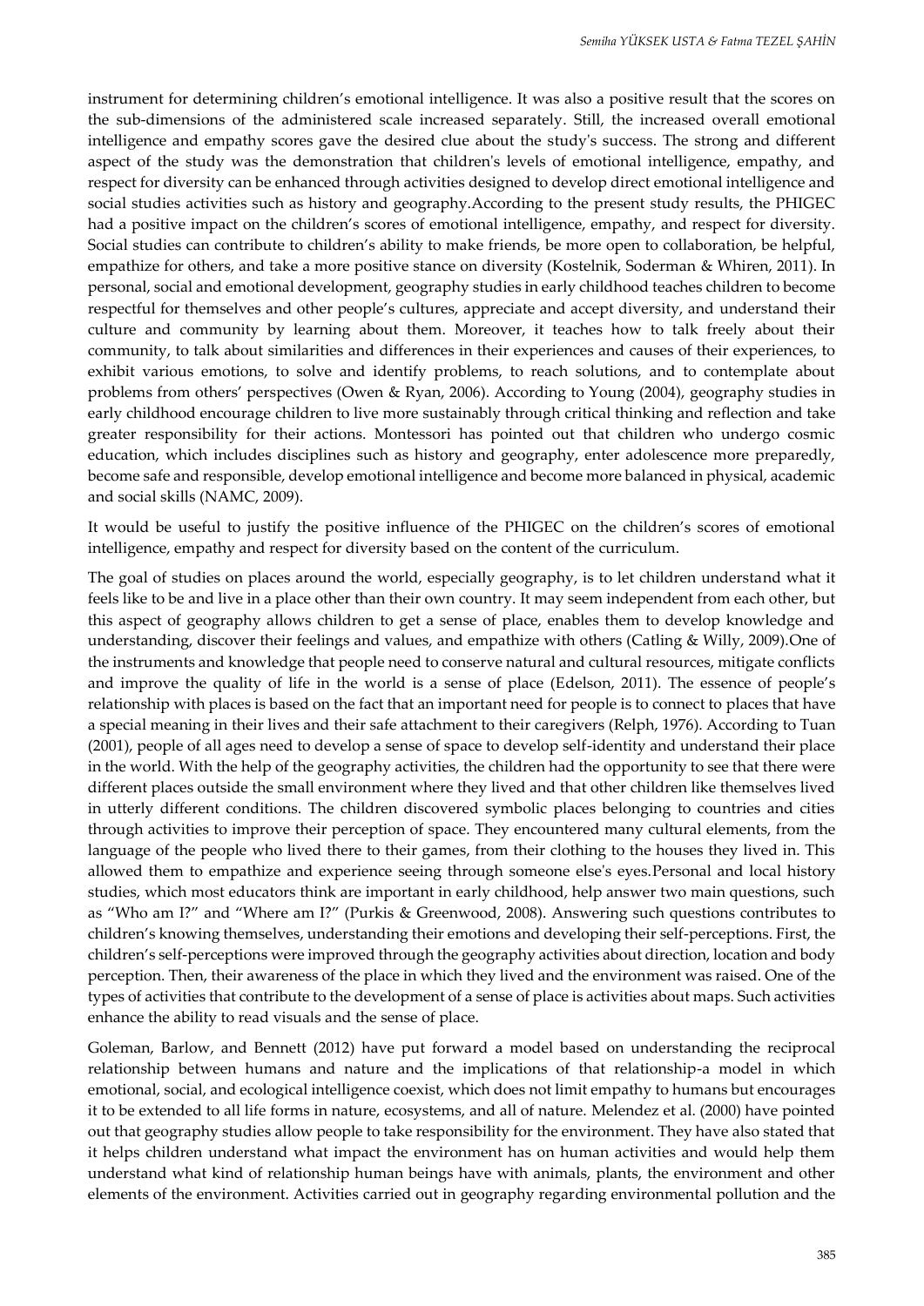instrument for determining children's emotional intelligence. It was also a positive result that the scores on the sub-dimensions of the administered scale increased separately. Still, the increased overall emotional intelligence and empathy scores gave the desired clue about the study's success. The strong and different aspect of the study was the demonstration that children's levels of emotional intelligence, empathy, and respect for diversity can be enhanced through activities designed to develop direct emotional intelligence and social studies activities such as history and geography.According to the present study results, the PHIGEC had a positive impact on the children's scores of emotional intelligence, empathy, and respect for diversity. Social studies can contribute to children's ability to make friends, be more open to collaboration, be helpful, empathize for others, and take a more positive stance on diversity (Kostelnik, Soderman & Whiren, 2011). In personal, social and emotional development, geography studies in early childhood teaches children to become respectful for themselves and other people's cultures, appreciate and accept diversity, and understand their culture and community by learning about them. Moreover, it teaches how to talk freely about their community, to talk about similarities and differences in their experiences and causes of their experiences, to exhibit various emotions, to solve and identify problems, to reach solutions, and to contemplate about problems from others' perspectives (Owen & Ryan, 2006). According to Young (2004), geography studies in early childhood encourage children to live more sustainably through critical thinking and reflection and take greater responsibility for their actions. Montessori has pointed out that children who undergo cosmic education, which includes disciplines such as history and geography, enter adolescence more preparedly, become safe and responsible, develop emotional intelligence and become more balanced in physical, academic and social skills (NAMC, 2009).

It would be useful to justify the positive influence of the PHIGEC on the children's scores of emotional intelligence, empathy and respect for diversity based on the content of the curriculum.

The goal of studies on places around the world, especially geography, is to let children understand what it feels like to be and live in a place other than their own country. It may seem independent from each other, but this aspect of geography allows children to get a sense of place, enables them to develop knowledge and understanding, discover their feelings and values, and empathize with others (Catling & Willy, 2009).One of the instruments and knowledge that people need to conserve natural and cultural resources, mitigate conflicts and improve the quality of life in the world is a sense of place (Edelson, 2011). The essence of people's relationship with places is based on the fact that an important need for people is to connect to places that have a special meaning in their lives and their safe attachment to their caregivers (Relph, 1976). According to Tuan (2001), people of all ages need to develop a sense of space to develop self-identity and understand their place in the world. With the help of the geography activities, the children had the opportunity to see that there were different places outside the small environment where they lived and that other children like themselves lived in utterly different conditions. The children discovered symbolic places belonging to countries and cities through activities to improve their perception of space. They encountered many cultural elements, from the language of the people who lived there to their games, from their clothing to the houses they lived in. This allowed them to empathize and experience seeing through someone else's eyes.Personal and local history studies, which most educators think are important in early childhood, help answer two main questions, such as "Who am I?" and "Where am I?" (Purkis & Greenwood, 2008). Answering such questions contributes to children's knowing themselves, understanding their emotions and developing their self-perceptions. First, the children's self-perceptions were improved through the geography activities about direction, location and body perception. Then, their awareness of the place in which they lived and the environment was raised. One of the types of activities that contribute to the development of a sense of place is activities about maps. Such activities enhance the ability to read visuals and the sense of place.

Goleman, Barlow, and Bennett (2012) have put forward a model based on understanding the reciprocal relationship between humans and nature and the implications of that relationship-a model in which emotional, social, and ecological intelligence coexist, which does not limit empathy to humans but encourages it to be extended to all life forms in nature, ecosystems, and all of nature. Melendez et al. (2000) have pointed out that geography studies allow people to take responsibility for the environment. They have also stated that it helps children understand what impact the environment has on human activities and would help them understand what kind of relationship human beings have with animals, plants, the environment and other elements of the environment. Activities carried out in geography regarding environmental pollution and the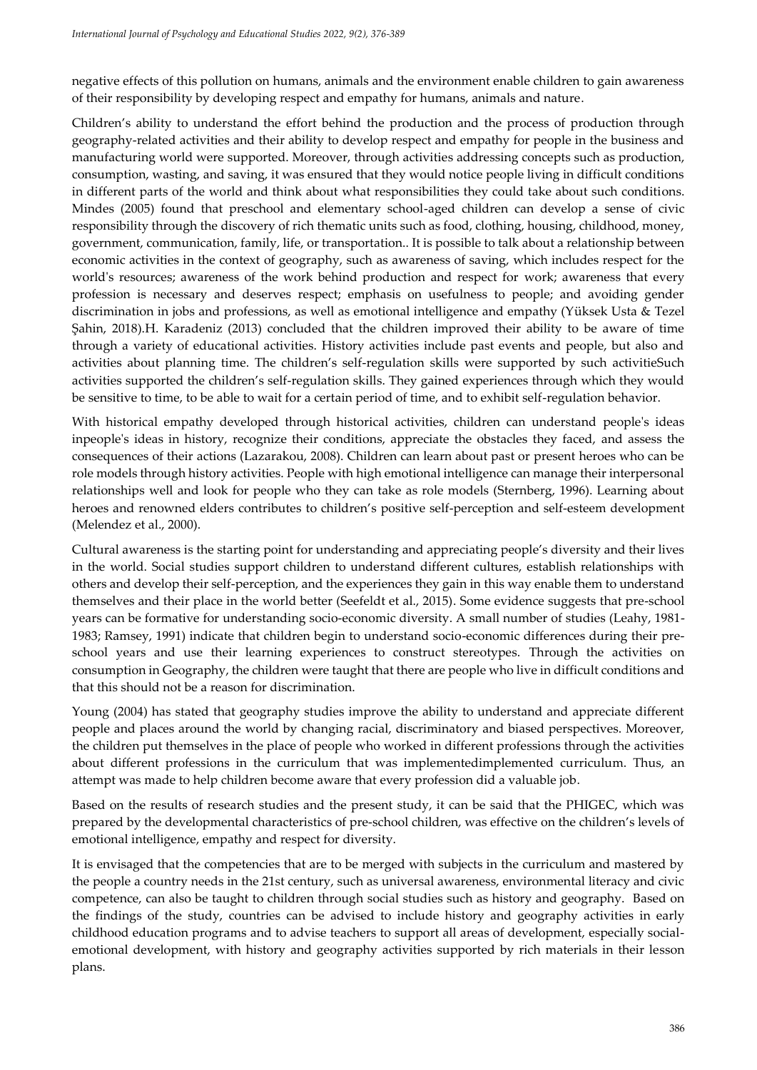negative effects of this pollution on humans, animals and the environment enable children to gain awareness of their responsibility by developing respect and empathy for humans, animals and nature.

Children's ability to understand the effort behind the production and the process of production through geography-related activities and their ability to develop respect and empathy for people in the business and manufacturing world were supported. Moreover, through activities addressing concepts such as production, consumption, wasting, and saving, it was ensured that they would notice people living in difficult conditions in different parts of the world and think about what responsibilities they could take about such conditions. Mindes (2005) found that preschool and elementary school-aged children can develop a sense of civic responsibility through the discovery of rich thematic units such as food, clothing, housing, childhood, money, government, communication, family, life, or transportation.. It is possible to talk about a relationship between economic activities in the context of geography, such as awareness of saving, which includes respect for the world's resources; awareness of the work behind production and respect for work; awareness that every profession is necessary and deserves respect; emphasis on usefulness to people; and avoiding gender discrimination in jobs and professions, as well as emotional intelligence and empathy (Yüksek Usta & Tezel Şahin, 2018).H. Karadeniz (2013) concluded that the children improved their ability to be aware of time through a variety of educational activities. History activities include past events and people, but also and activities about planning time. The children's self-regulation skills were supported by such activitieSuch activities supported the children's self-regulation skills. They gained experiences through which they would be sensitive to time, to be able to wait for a certain period of time, and to exhibit self-regulation behavior.

With historical empathy developed through historical activities, children can understand people's ideas inpeople's ideas in history, recognize their conditions, appreciate the obstacles they faced, and assess the consequences of their actions (Lazarakou, 2008). Children can learn about past or present heroes who can be role models through history activities. People with high emotional intelligence can manage their interpersonal relationships well and look for people who they can take as role models (Sternberg, 1996). Learning about heroes and renowned elders contributes to children's positive self-perception and self-esteem development (Melendez et al., 2000).

Cultural awareness is the starting point for understanding and appreciating people's diversity and their lives in the world. Social studies support children to understand different cultures, establish relationships with others and develop their self-perception, and the experiences they gain in this way enable them to understand themselves and their place in the world better (Seefeldt et al., 2015). Some evidence suggests that pre-school years can be formative for understanding socio-economic diversity. A small number of studies (Leahy, 1981-1983; Ramsey, 1991) indicate that children begin to understand socio-economic differences during their pre-school years and use their learning experiences to construct stereotypes. Through the activities on consumption in Geography, the children were taught that there are people who live in difficult conditions and that this should not be a reason for discrimination.

Young (2004) has stated that geography studies improve the ability to understand and appreciate different people and places around the world by changing racial, discriminatory and biased perspectives. Moreover, the children put themselves in the place of people who worked in different professions through the activities about different professions in the curriculum that was implementedimplemented curriculum. Thus, an attempt was made to help children become aware that every profession did a valuable job.

Based on the results of research studies and the present study, it can be said that the PHIGEC, which was prepared by the developmental characteristics of pre-school children, was effective on the children's levels of emotional intelligence, empathy and respect for diversity.

It is envisaged that the competencies that are to be merged with subjects in the curriculum and mastered by the people a country needs in the 21st century, such as universal awareness, environmental literacy and civic competence, can also be taught to children through social studies such as history and geography. Based on the findings of the study, countries can be advised to include history and geography activities in early childhood education programs and to advise teachers to support all areas of development, especially social-emotional development, with history and geography activities supported by rich materials in their lesson plans.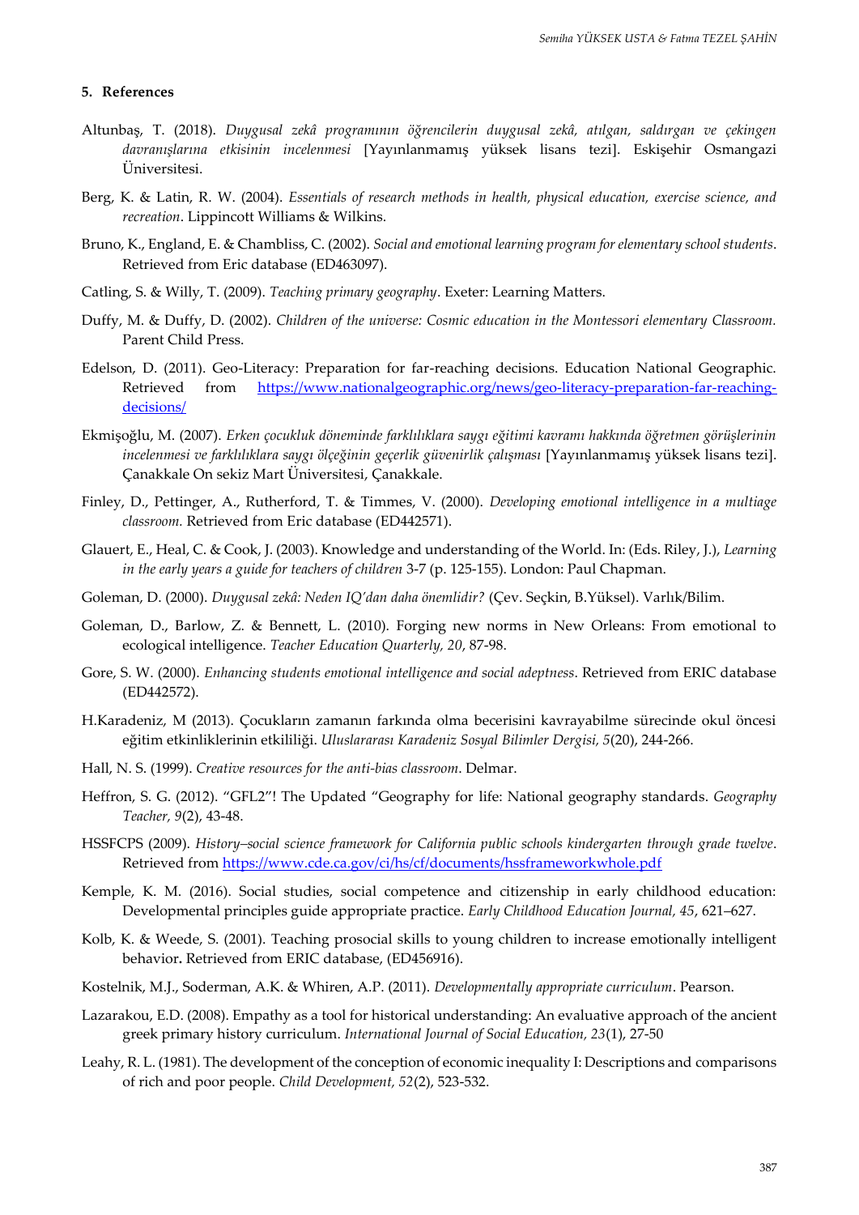## 5. References

Altunbaş, T. (2018). *Duygusal zekâ programının öğrencilerin duygusal zekâ, atılgan, saldırgan ve çekingen davranışlarına etkisinin incelenmesi* [Yayınlanmamış yüksek lisans tezi]. Eskişehir Osmangazi Üniversitesi.

Berg, K. & Latin, R. W. (2004). *Essentials of research methods in health, physical education, exercise science, and recreation*. Lippincott Williams & Wilkins.

Bruno, K., England, E. & Chambliss, C. (2002). *Social and emotional learning program for elementary school students*. Retrieved from Eric database (ED463097).

Catling, S. & Willy, T. (2009). *Teaching primary geography*. Exeter: Learning Matters.

Duffy, M. & Duffy, D. (2002). *Children of the universe: Cosmic education in the Montessori elementary Classroom.* Parent Child Press.

Edelson, D. (2011). Geo-Literacy: Preparation for far-reaching decisions. Education National Geographic. Retrieved from https://www.nationalgeographic.org/news/geo-literacy-preparation-far-reaching-decisions/

Ekmişoğlu, M. (2007). *Erken çocukluk döneminde farklılıklara saygı eğitimi kavramı hakkında öğretmen görüşlerinin incelenmesi ve farklılıklara saygı ölçeğinin geçerlik güvenirlik çalışması* [Yayınlanmamış yüksek lisans tezi]. Çanakkale On sekiz Mart Üniversitesi, Çanakkale.

Finley, D., Pettinger, A., Rutherford, T. & Timmes, V. (2000). *Developing emotional intelligence in a multiage classroom.* Retrieved from Eric database (ED442571).

Glauert, E., Heal, C. & Cook, J. (2003). Knowledge and understanding of the World. In: (Eds. Riley, J.), *Learning in the early years a guide for teachers of children* 3-7 (p. 125-155). London: Paul Chapman.

Goleman, D. (2000). *Duygusal zekâ: Neden IQ'dan daha önemlidir?* (Çev. Seçkin, B.Yüksel). Varlık/Bilim.

Goleman, D., Barlow, Z. & Bennett, L. (2010). Forging new norms in New Orleans: From emotional to ecological intelligence. *Teacher Education Quarterly, 20*, 87-98.

Gore, S. W. (2000). *Enhancing students emotional intelligence and social adeptness*. Retrieved from ERIC database (ED442572).

H.Karadeniz, M (2013). Çocukların zamanın farkında olma becerisini kavrayabilme sürecinde okul öncesi eğitim etkinliklerinin etkililiği. *Uluslararası Karadeniz Sosyal Bilimler Dergisi, 5*(20), 244-266.

Hall, N. S. (1999). *Creative resources for the anti-bias classroom*. Delmar.

Heffron, S. G. (2012). "GFL2"! The Updated "Geography for life: National geography standards. *Geography Teacher, 9*(2), 43-48.

HSSFCPS (2009). *History–social science framework for California public schools kindergarten through grade twelve*. Retrieved from https://www.cde.ca.gov/ci/hs/cf/documents/hssframeworkwhole.pdf

Kemple, K. M. (2016). Social studies, social competence and citizenship in early childhood education: Developmental principles guide appropriate practice. *Early Childhood Education Journal, 45*, 621–627.

Kolb, K. & Weede, S. (2001). Teaching prosocial skills to young children to increase emotionally intelligent behavior**.** Retrieved from ERIC database, (ED456916).

Kostelnik, M.J., Soderman, A.K. & Whiren, A.P. (2011). *Developmentally appropriate curriculum*. Pearson.

Lazarakou, E.D. (2008). Empathy as a tool for historical understanding: An evaluative approach of the ancient greek primary history curriculum. *International Journal of Social Education, 23*(1), 27-50

Leahy, R. L. (1981). The development of the conception of economic inequality I: Descriptions and comparisons of rich and poor people. *Child Development, 52*(2), 523-532.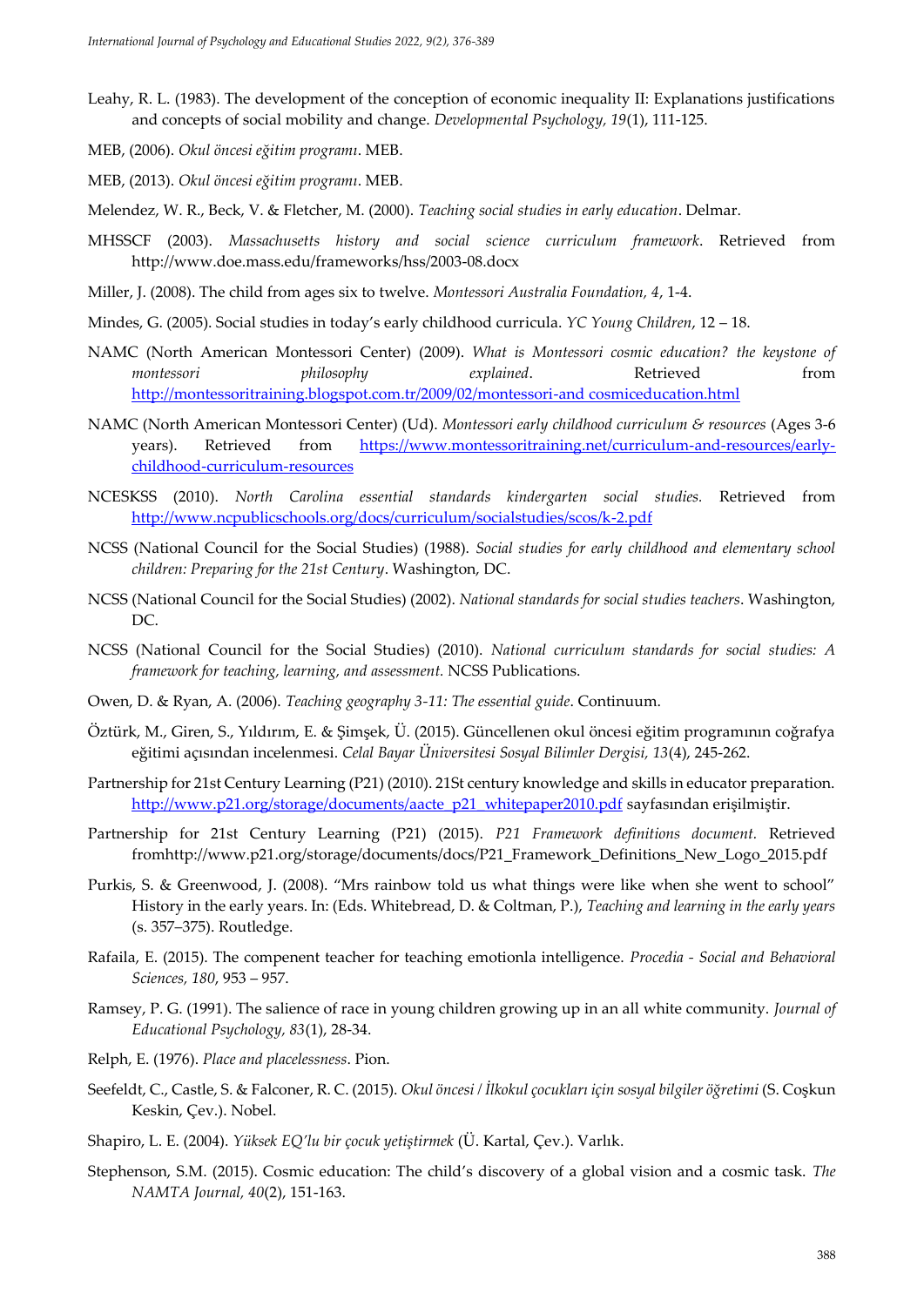Leahy, R. L. (1983). The development of the conception of economic inequality II: Explanations justifications and concepts of social mobility and change. *Developmental Psychology, 19*(1), 111-125.

MEB, (2006). *Okul öncesi eğitim programı*. MEB.

MEB, (2013). *Okul öncesi eğitim programı*. MEB.

Melendez, W. R., Beck, V. & Fletcher, M. (2000). *Teaching social studies in early education*. Delmar.

MHSSCF (2003). *Massachusetts history and social science curriculum framework*. Retrieved from http://www.doe.mass.edu/frameworks/hss/2003-08.docx

Miller, J. (2008). The child from ages six to twelve. *Montessori Australia Foundation, 4*, 1-4.

Mindes, G. (2005). Social studies in today's early childhood curricula. *YC Young Children*, 12 – 18.

NAMC (North American Montessori Center) (2009). *What is Montessori cosmic education? the keystone of montessori philosophy explained*. Retrieved from http://montessoritraining.blogspot.com.tr/2009/02/montessori-and cosmiceducation.html

NAMC (North American Montessori Center) (Ud). *Montessori early childhood curriculum & resources* (Ages 3-6 years). Retrieved from https://www.montessoritraining.net/curriculum-and-resources/early-childhood-curriculum-resources

NCESKSS (2010). *North Carolina essential standards kindergarten social studies.* Retrieved from http://www.ncpublicschools.org/docs/curriculum/socialstudies/scos/k-2.pdf

NCSS (National Council for the Social Studies) (1988). *Social studies for early childhood and elementary school children: Preparing for the 21st Century*. Washington, DC.

NCSS (National Council for the Social Studies) (2002). *National standards for social studies teachers*. Washington, DC.

NCSS (National Council for the Social Studies) (2010). *National curriculum standards for social studies: A framework for teaching, learning, and assessment.* NCSS Publications.

Owen, D. & Ryan, A. (2006). *Teaching geography 3-11: The essential guide*. Continuum.

Öztürk, M., Giren, S., Yıldırım, E. & Şimşek, Ü. (2015). Güncellenen okul öncesi eğitim programının coğrafya eğitimi açısından incelenmesi. *Celal Bayar Üniversitesi Sosyal Bilimler Dergisi, 13*(4), 245-262.

Partnership for 21st Century Learning (P21) (2010). 21St century knowledge and skills in educator preparation. http://www.p21.org/storage/documents/aacte_p21_whitepaper2010.pdf sayfasından erişilmiştir.

Partnership for 21st Century Learning (P21) (2015). *P21 Framework definitions document.* Retrieved fromhttp://www.p21.org/storage/documents/docs/P21_Framework_Definitions_New_Logo_2015.pdf

Purkis, S. & Greenwood, J. (2008). "Mrs rainbow told us what things were like when she went to school" History in the early years. In: (Eds. Whitebread, D. & Coltman, P.), *Teaching and learning in the early years* (s. 357–375). Routledge.

Rafaila, E. (2015). The compenent teacher for teaching emotionla intelligence. *Procedia - Social and Behavioral Sciences, 180*, 953 – 957.

Ramsey, P. G. (1991). The salience of race in young children growing up in an all white community. *Journal of Educational Psychology, 83*(1), 28-34.

Relph, E. (1976). *Place and placelessness*. Pion.

Seefeldt, C., Castle, S. & Falconer, R. C. (2015). *Okul öncesi / İlkokul çocukları için sosyal bilgiler öğretimi* (S. Coşkun Keskin, Çev.). Nobel.

Shapiro, L. E. (2004). *Yüksek EQ'lu bir çocuk yetiştirmek* (Ü. Kartal, Çev.). Varlık.

Stephenson, S.M. (2015). Cosmic education: The child's discovery of a global vision and a cosmic task. *The NAMTA Journal, 40*(2), 151-163.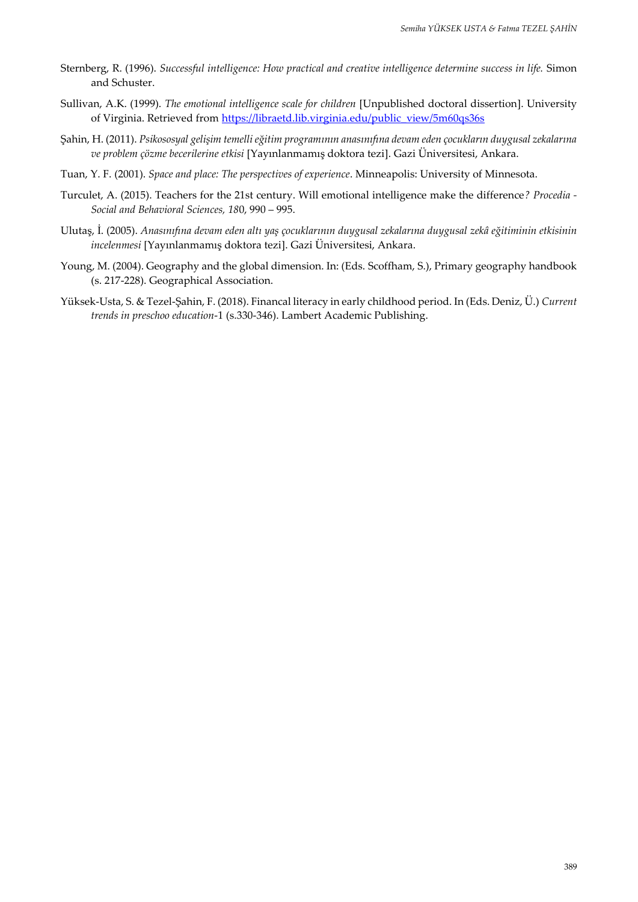Sternberg, R. (1996). *Successful intelligence: How practical and creative intelligence determine success in life.* Simon and Schuster.

Sullivan, A.K. (1999). *The emotional intelligence scale for children* [Unpublished doctoral dissertion]. University of Virginia. Retrieved from https://libraetd.lib.virginia.edu/public_view/5m60qs36s

Şahin, H. (2011). *Psikososyal gelişim temelli eğitim programının anasınıfına devam eden çocukların duygusal zekalarına ve problem çözme becerilerine etkisi* [Yayınlanmamış doktora tezi]. Gazi Üniversitesi, Ankara.

Tuan, Y. F. (2001). *Space and place: The perspectives of experience*. Minneapolis: University of Minnesota.

Turculet, A. (2015). Teachers for the 21st century. Will emotional intelligence make the difference*? Procedia - Social and Behavioral Sciences, 18*0, 990 – 995.

Ulutaş, İ. (2005). *Anasınıfına devam eden altı yaş çocuklarının duygusal zekalarına duygusal zekâ eğitiminin etkisinin incelenmesi* [Yayınlanmamış doktora tezi]. Gazi Üniversitesi, Ankara.

Young, M. (2004). Geography and the global dimension. In: (Eds. Scoffham, S.), Primary geography handbook (s. 217-228). Geographical Association.

Yüksek-Usta, S. & Tezel-Şahin, F. (2018). Financal literacy in early childhood period. In (Eds. Deniz, Ü.) *Current trends in preschoo education*-1 (s.330-346). Lambert Academic Publishing.